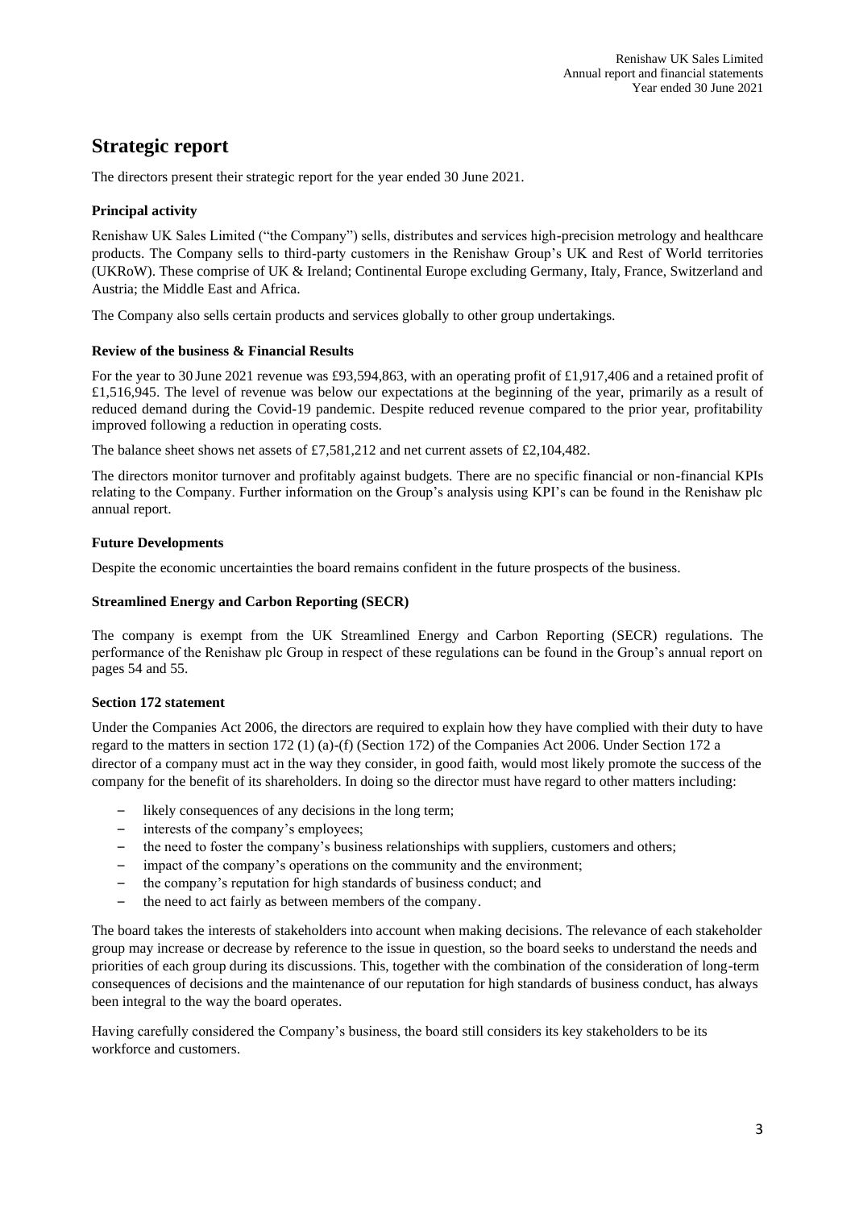# Strategic report

The directors present their strategic report for the year ended 30 June 2021.

### Principal activity

Renishaw UK Sales Limited ("the Company") sells, distributes and services high-precision metrology and healthcare products. The Company sells to third-party customers in the Renishaw Group's UK and Rest of World territories (UKRoW). These comprise of UK & Ireland; Continental Europe excluding Germany, Italy, France, Switzerland and Austria; the Middle East and Africa.

The Company also sells certain products and services globally to other group undertakings.

### Review of the business & Financial Results

For the year to 30 June 2021 revenue was £93,594,863, with an operating profit of £1,917,406 and a retained profit of £1,516,945. The level of revenue was below our expectations at the beginning of the year, primarily as a result of reduced demand during the Covid-19 pandemic. Despite reduced revenue compared to the prior year, profitability improved following a reduction in operating costs.

The balance sheet shows net assets of £7,581,212 and net current assets of £2,104,482.

The directors monitor turnover and profitably against budgets. There are no specific financial or non-financial KPIs relating to the Company. Further information on the Group's analysis using KPI's can be found in the Renishaw plc annual report.

### Future Developments

Despite the economic uncertainties the board remains confident in the future prospects of the business.

### Streamlined Energy and Carbon Reporting (SECR)

The company is exempt from the UK Streamlined Energy and Carbon Reporting (SECR) regulations. The performance of the Renishaw plc Group in respect of these regulations can be found in the Group's annual report on pages 54 and 55.

### Section 172 statement

Under the Companies Act 2006, the directors are required to explain how they have complied with their duty to have regard to the matters in section 172 (1) (a)-(f) (Section 172) of the Companies Act 2006. Under Section 172 a director of a company must act in the way they consider, in good faith, would most likely promote the success of the company for the benefit of its shareholders. In doing so the director must have regard to other matters including:

- likely consequences of any decisions in the long term;
- interests of the company's employees;
- the need to foster the company's business relationships with suppliers, customers and others;
- impact of the company's operations on the community and the environment;
- the company's reputation for high standards of business conduct; and
- the need to act fairly as between members of the company.

The board takes the interests of stakeholders into account when making decisions. The relevance of each stakeholder group may increase or decrease by reference to the issue in question, so the board seeks to understand the needs and priorities of each group during its discussions. This, together with the combination of the consideration of long-term consequences of decisions and the maintenance of our reputation for high standards of business conduct, has always been integral to the way the board operates.

Having carefully considered the Company's business, the board still considers its key stakeholders to be its workforce and customers.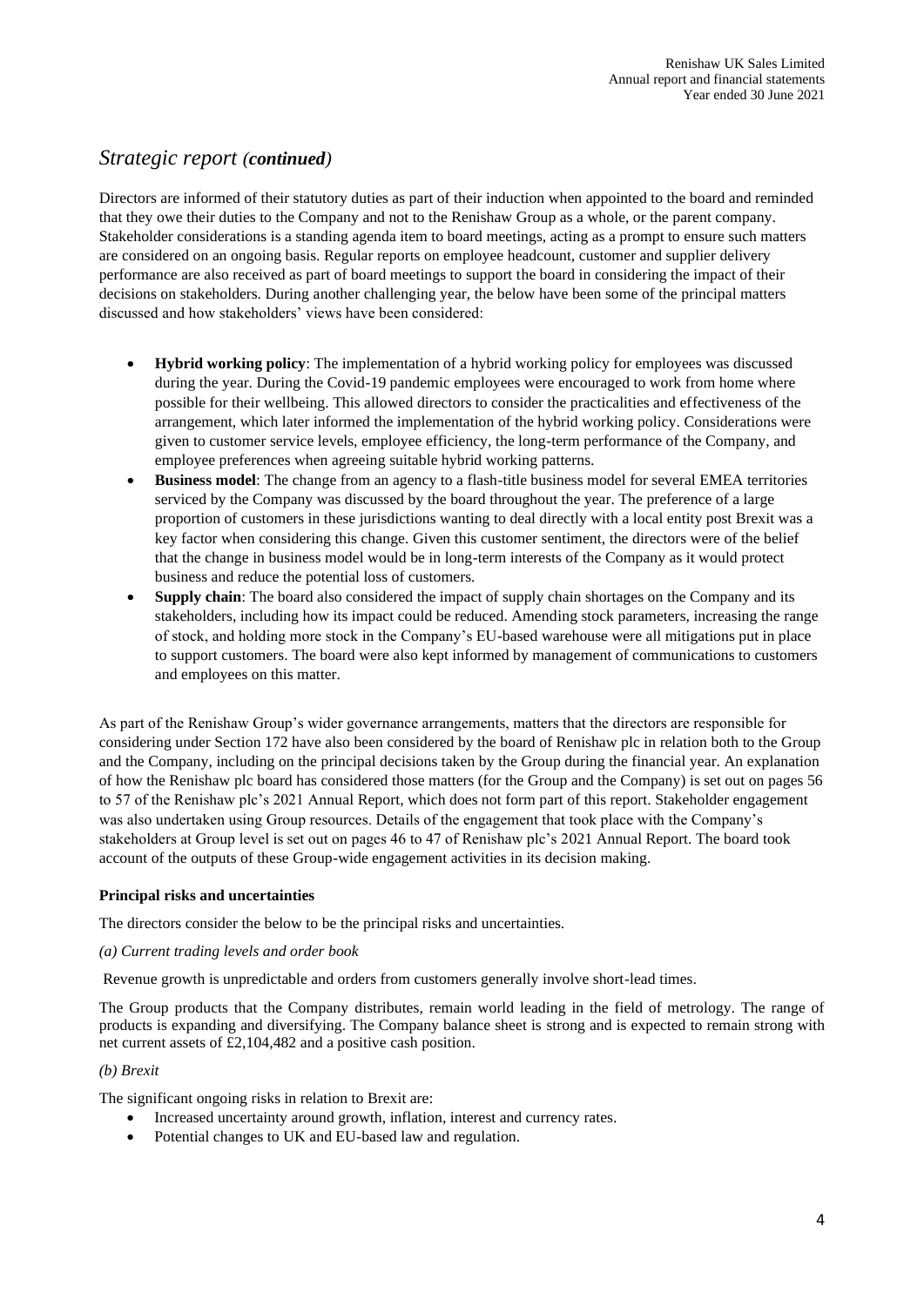## *Strategic report (**continued**)*

Directors are informed of their statutory duties as part of their induction when appointed to the board and reminded that they owe their duties to the Company and not to the Renishaw Group as a whole, or the parent company. Stakeholder considerations is a standing agenda item to board meetings, acting as a prompt to ensure such matters are considered on an ongoing basis. Regular reports on employee headcount, customer and supplier delivery performance are also received as part of board meetings to support the board in considering the impact of their decisions on stakeholders. During another challenging year, the below have been some of the principal matters discussed and how stakeholders' views have been considered:

- **Hybrid working policy**: The implementation of a hybrid working policy for employees was discussed during the year. During the Covid-19 pandemic employees were encouraged to work from home where possible for their wellbeing. This allowed directors to consider the practicalities and effectiveness of the arrangement, which later informed the implementation of the hybrid working policy. Considerations were given to customer service levels, employee efficiency, the long-term performance of the Company, and employee preferences when agreeing suitable hybrid working patterns.
- **Business model**: The change from an agency to a flash-title business model for several EMEA territories serviced by the Company was discussed by the board throughout the year. The preference of a large proportion of customers in these jurisdictions wanting to deal directly with a local entity post Brexit was a key factor when considering this change. Given this customer sentiment, the directors were of the belief that the change in business model would be in long-term interests of the Company as it would protect business and reduce the potential loss of customers.
- **Supply chain**: The board also considered the impact of supply chain shortages on the Company and its stakeholders, including how its impact could be reduced. Amending stock parameters, increasing the range of stock, and holding more stock in the Company's EU-based warehouse were all mitigations put in place to support customers. The board were also kept informed by management of communications to customers and employees on this matter.

As part of the Renishaw Group's wider governance arrangements, matters that the directors are responsible for considering under Section 172 have also been considered by the board of Renishaw plc in relation both to the Group and the Company, including on the principal decisions taken by the Group during the financial year. An explanation of how the Renishaw plc board has considered those matters (for the Group and the Company) is set out on pages 56 to 57 of the Renishaw plc's 2021 Annual Report, which does not form part of this report. Stakeholder engagement was also undertaken using Group resources. Details of the engagement that took place with the Company's stakeholders at Group level is set out on pages 46 to 47 of Renishaw plc's 2021 Annual Report. The board took account of the outputs of these Group-wide engagement activities in its decision making.

**Principal risks and uncertainties**

The directors consider the below to be the principal risks and uncertainties.

*(a) Current trading levels and order book*

Revenue growth is unpredictable and orders from customers generally involve short-lead times.

The Group products that the Company distributes, remain world leading in the field of metrology. The range of products is expanding and diversifying. The Company balance sheet is strong and is expected to remain strong with net current assets of £2,104,482 and a positive cash position.

*(b) Brexit*

The significant ongoing risks in relation to Brexit are:

- Increased uncertainty around growth, inflation, interest and currency rates.
- Potential changes to UK and EU-based law and regulation.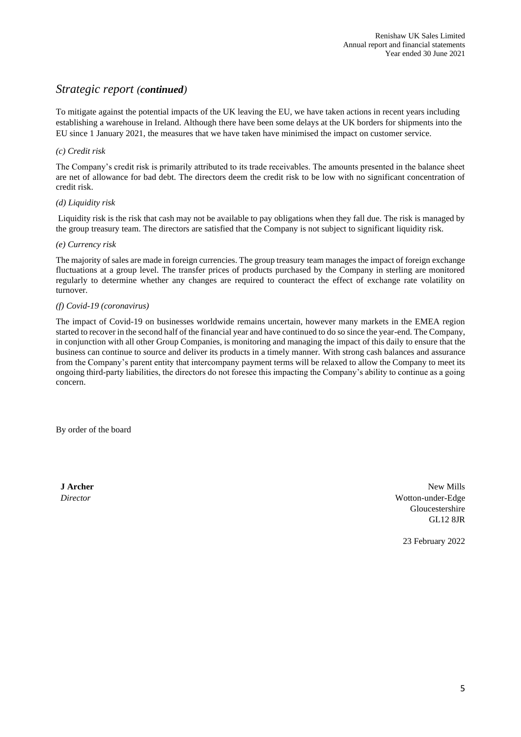# *Strategic report (**continued**)*

To mitigate against the potential impacts of the UK leaving the EU, we have taken actions in recent years including establishing a warehouse in Ireland. Although there have been some delays at the UK borders for shipments into the EU since 1 January 2021, the measures that we have taken have minimised the impact on customer service.

*(c) Credit risk*

The Company's credit risk is primarily attributed to its trade receivables. The amounts presented in the balance sheet are net of allowance for bad debt. The directors deem the credit risk to be low with no significant concentration of credit risk.

*(d) Liquidity risk*

Liquidity risk is the risk that cash may not be available to pay obligations when they fall due. The risk is managed by the group treasury team. The directors are satisfied that the Company is not subject to significant liquidity risk.

*(e) Currency risk*

The majority of sales are made in foreign currencies. The group treasury team manages the impact of foreign exchange fluctuations at a group level. The transfer prices of products purchased by the Company in sterling are monitored regularly to determine whether any changes are required to counteract the effect of exchange rate volatility on turnover.

*(f) Covid-19 (coronavirus)*

The impact of Covid-19 on businesses worldwide remains uncertain, however many markets in the EMEA region started to recover in the second half of the financial year and have continued to do so since the year-end. The Company, in conjunction with all other Group Companies, is monitoring and managing the impact of this daily to ensure that the business can continue to source and deliver its products in a timely manner. With strong cash balances and assurance from the Company's parent entity that intercompany payment terms will be relaxed to allow the Company to meet its ongoing third-party liabilities, the directors do not foresee this impacting the Company's ability to continue as a going concern.

By order of the board

**J Archer**
*Director*

New Mills
Wotton-under-Edge
Gloucestershire
GL12 8JR

23 February 2022